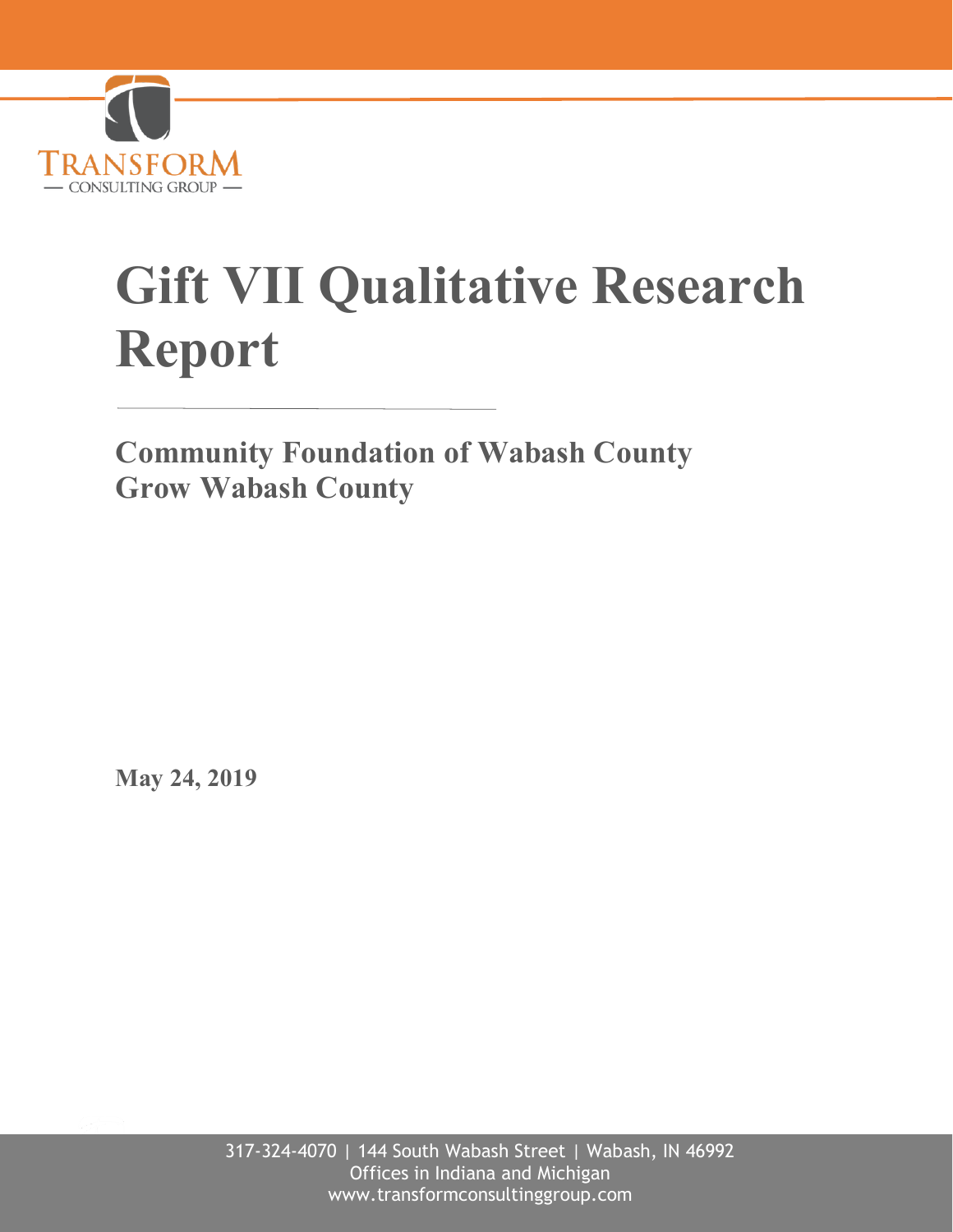TRANSFORM
— CONSULTING GROUP —

# Gift VII Qualitative Research Report

## Community Foundation of Wabash County
## Grow Wabash County

**May 24, 2019**

317-324-4070 | 144 South Wabash Street | Wabash, IN 46992
Offices in Indiana and Michigan
www.transformconsultinggroup.com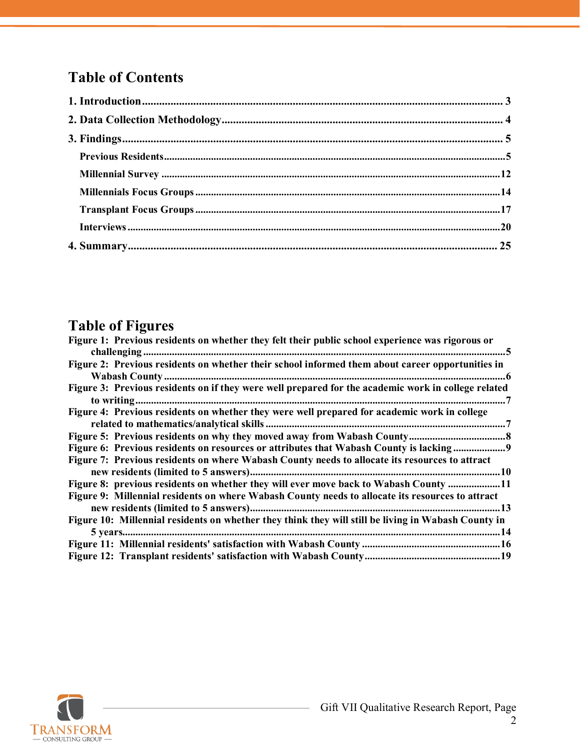## Table of Contents

**1. Introduction** ........................................................................................................................ 3

**2. Data Collection Methodology** .................................................................................................. 4

**3. Findings** ............................................................................................................................ 5

- **Previous Residents** ..........................................................................................................5
- **Millennial Survey** ............................................................................................................12
- **Millennials Focus Groups** ................................................................................................14
- **Transplant Focus Groups** .................................................................................................17
- **Interviews** .......................................................................................................................20

**4. Summary** ........................................................................................................................... 25

## Table of Figures

**Figure 1: Previous residents on whether they felt their public school experience was rigorous or challenging** ........................................................................................................................5

**Figure 2: Previous residents on whether their school informed them about career opportunities in Wabash County** ................................................................................................................6

**Figure 3: Previous residents on if they were well prepared for the academic work in college related to writing** ..........................................................................................................................7

**Figure 4: Previous residents on whether they were well prepared for academic work in college related to mathematics/analytical skills** .......................................................................................7

**Figure 5: Previous residents on why they moved away from Wabash County** ..................................8

**Figure 6: Previous residents on resources or attributes that Wabash County is lacking** ....................9

**Figure 7: Previous residents on where Wabash County needs to allocate its resources to attract new residents (limited to 5 answers)** ..............................................................................................10

**Figure 8: previous residents on whether they will ever move back to Wabash County** ....................11

**Figure 9: Millennial residents on where Wabash County needs to allocate its resources to attract new residents (limited to 5 answers)** ..............................................................................................13

**Figure 10: Millennial residents on whether they think they will still be living in Wabash County in 5 years** ..............................................................................................................................14

**Figure 11: Millennial residents' satisfaction with Wabash County** ....................................................16

**Figure 12: Transplant residents' satisfaction with Wabash County** ...................................................19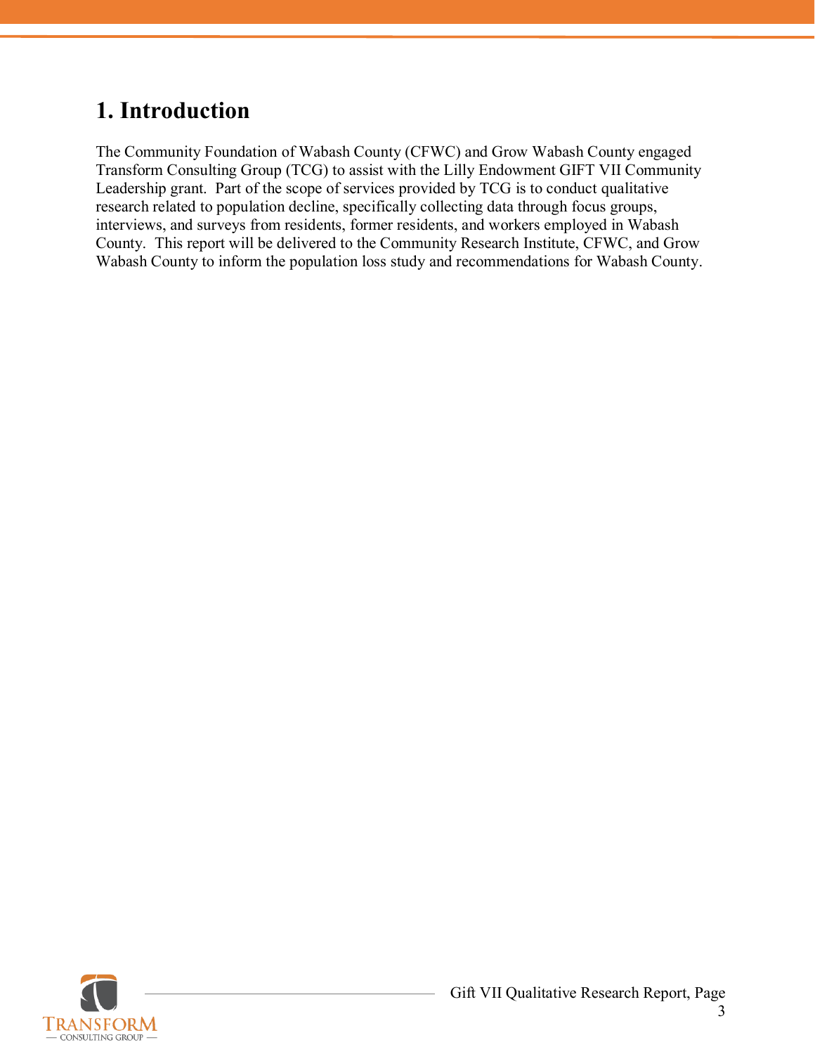# 1. Introduction

The Community Foundation of Wabash County (CFWC) and Grow Wabash County engaged Transform Consulting Group (TCG) to assist with the Lilly Endowment GIFT VII Community Leadership grant. Part of the scope of services provided by TCG is to conduct qualitative research related to population decline, specifically collecting data through focus groups, interviews, and surveys from residents, former residents, and workers employed in Wabash County. This report will be delivered to the Community Research Institute, CFWC, and Grow Wabash County to inform the population loss study and recommendations for Wabash County.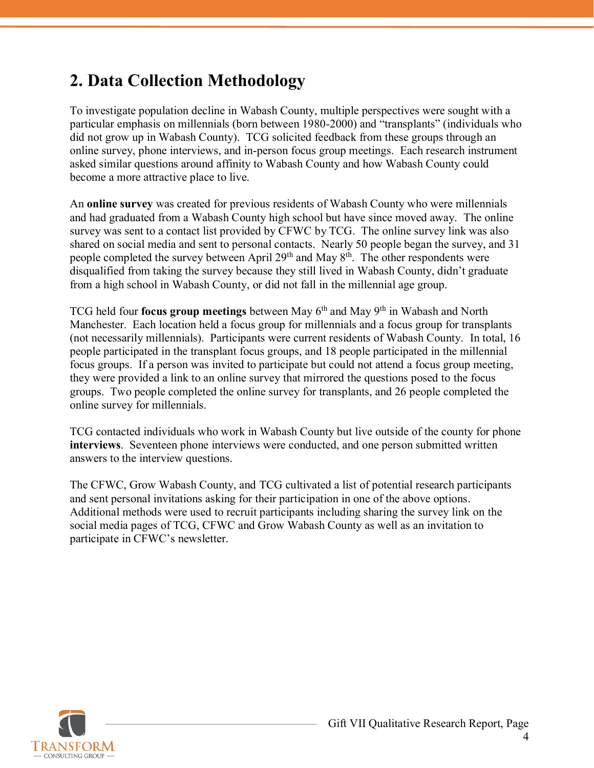## 2. Data Collection Methodology

To investigate population decline in Wabash County, multiple perspectives were sought with a particular emphasis on millennials (born between 1980-2000) and "transplants" (individuals who did not grow up in Wabash County). TCG solicited feedback from these groups through an online survey, phone interviews, and in-person focus group meetings. Each research instrument asked similar questions around affinity to Wabash County and how Wabash County could become a more attractive place to live.

An **online survey** was created for previous residents of Wabash County who were millennials and had graduated from a Wabash County high school but have since moved away. The online survey was sent to a contact list provided by CFWC by TCG. The online survey link was also shared on social media and sent to personal contacts. Nearly 50 people began the survey, and 31 people completed the survey between April 29th and May 8th. The other respondents were disqualified from taking the survey because they still lived in Wabash County, didn't graduate from a high school in Wabash County, or did not fall in the millennial age group.

TCG held four **focus group meetings** between May 6th and May 9th in Wabash and North Manchester. Each location held a focus group for millennials and a focus group for transplants (not necessarily millennials). Participants were current residents of Wabash County. In total, 16 people participated in the transplant focus groups, and 18 people participated in the millennial focus groups. If a person was invited to participate but could not attend a focus group meeting, they were provided a link to an online survey that mirrored the questions posed to the focus groups. Two people completed the online survey for transplants, and 26 people completed the online survey for millennials.

TCG contacted individuals who work in Wabash County but live outside of the county for phone **interviews**. Seventeen phone interviews were conducted, and one person submitted written answers to the interview questions.

The CFWC, Grow Wabash County, and TCG cultivated a list of potential research participants and sent personal invitations asking for their participation in one of the above options. Additional methods were used to recruit participants including sharing the survey link on the social media pages of TCG, CFWC and Grow Wabash County as well as an invitation to participate in CFWC's newsletter.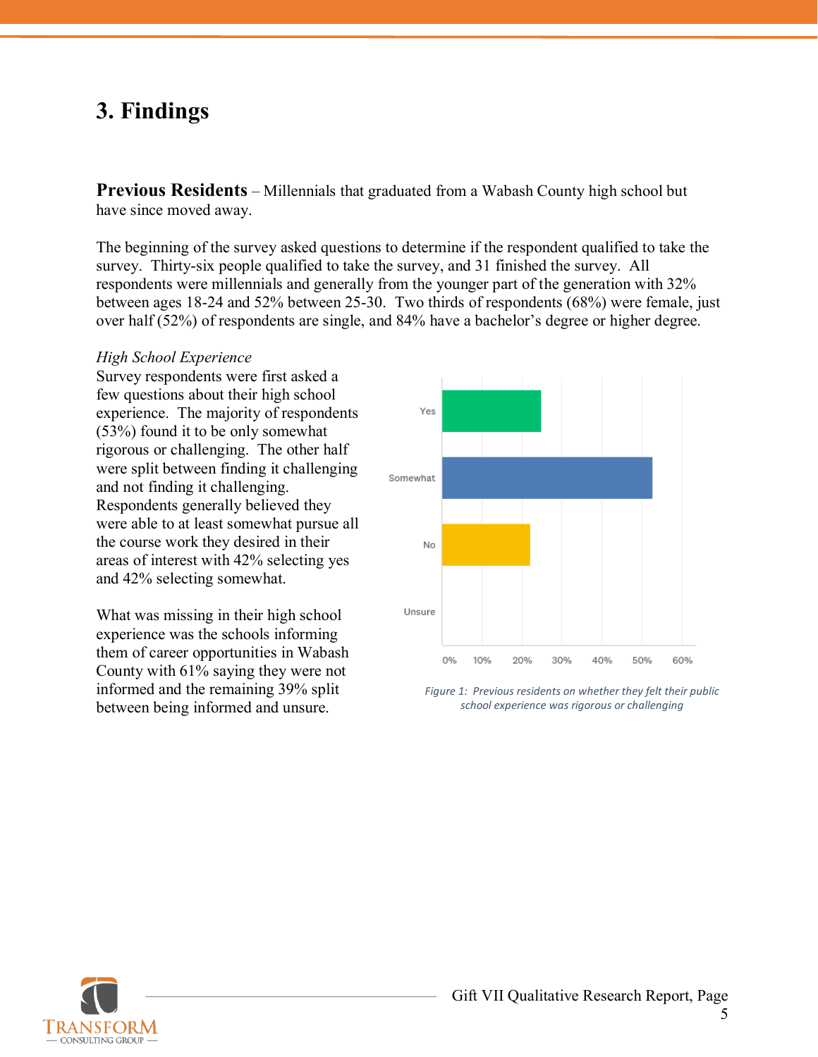## 3. Findings

**Previous Residents** – Millennials that graduated from a Wabash County high school but have since moved away.

The beginning of the survey asked questions to determine if the respondent qualified to take the survey. Thirty-six people qualified to take the survey, and 31 finished the survey. All respondents were millennials and generally from the younger part of the generation with 32% between ages 18-24 and 52% between 25-30. Two thirds of respondents (68%) were female, just over half (52%) of respondents are single, and 84% have a bachelor's degree or higher degree.

*High School Experience*

Survey respondents were first asked a few questions about their high school experience. The majority of respondents (53%) found it to be only somewhat rigorous or challenging. The other half were split between finding it challenging and not finding it challenging. Respondents generally believed they were able to at least somewhat pursue all the course work they desired in their areas of interest with 42% selecting yes and 42% selecting somewhat.

What was missing in their high school experience was the schools informing them of career opportunities in Wabash County with 61% saying they were not informed and the remaining 39% split between being informed and unsure.

*Figure 1: Previous residents on whether they felt their public school experience was rigorous or challenging*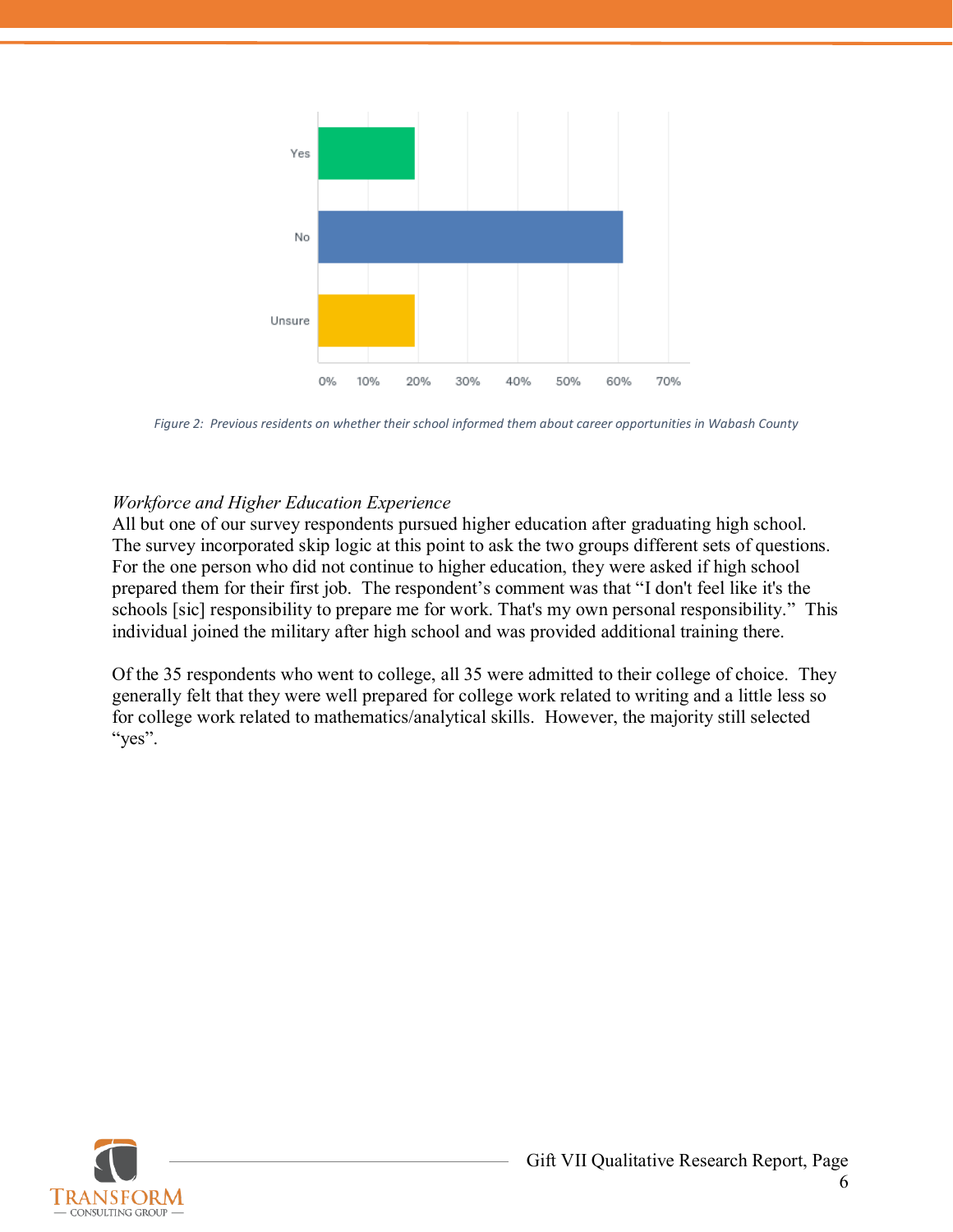Figure 2: Previous residents on whether their school informed them about career opportunities in Wabash County

*Workforce and Higher Education Experience*

All but one of our survey respondents pursued higher education after graduating high school. The survey incorporated skip logic at this point to ask the two groups different sets of questions. For the one person who did not continue to higher education, they were asked if high school prepared them for their first job. The respondent's comment was that "I don't feel like it's the schools [sic] responsibility to prepare me for work. That's my own personal responsibility." This individual joined the military after high school and was provided additional training there.

Of the 35 respondents who went to college, all 35 were admitted to their college of choice. They generally felt that they were well prepared for college work related to writing and a little less so for college work related to mathematics/analytical skills. However, the majority still selected "yes".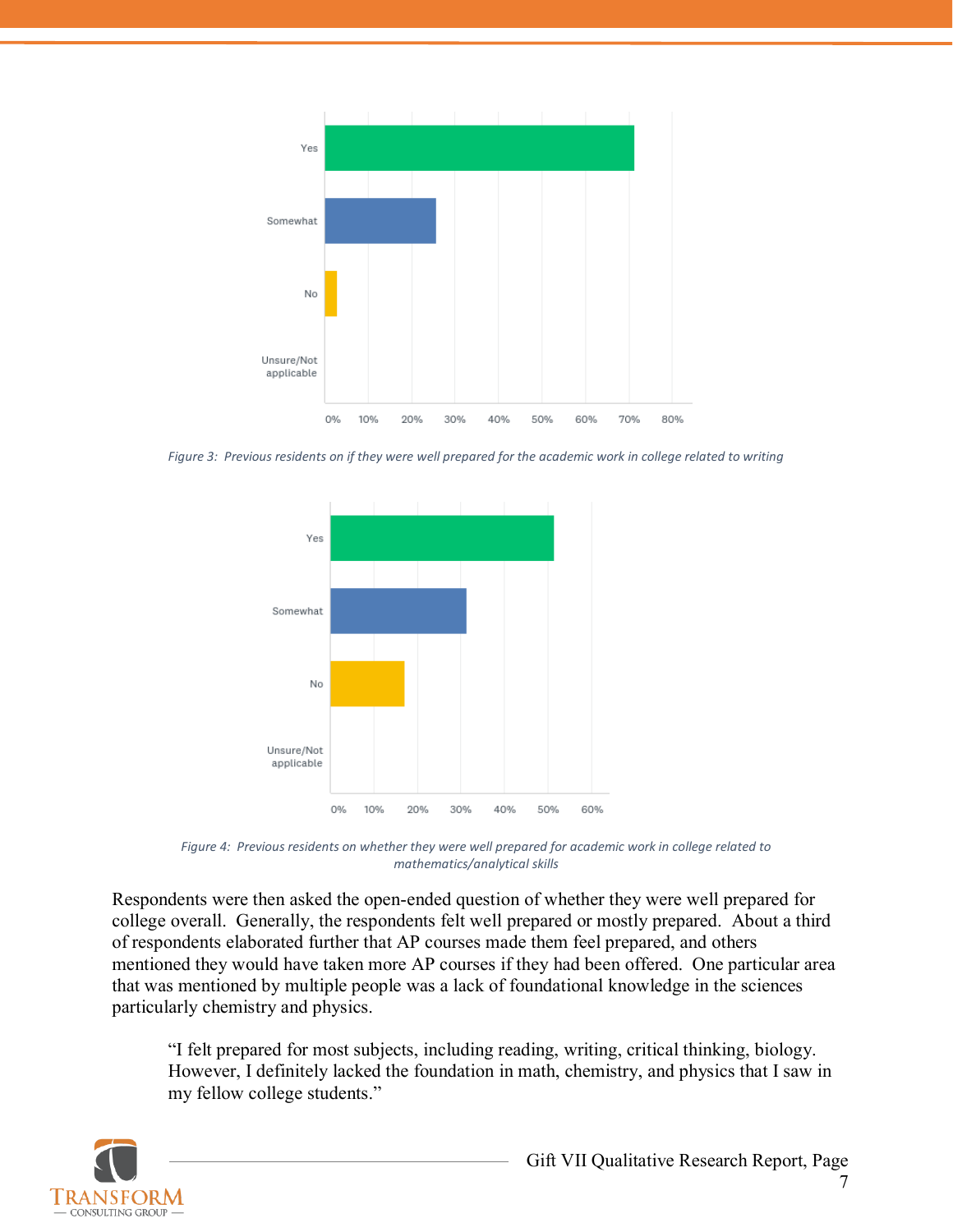Figure 3: Previous residents on if they were well prepared for the academic work in college related to writing

Figure 4: Previous residents on whether they were well prepared for academic work in college related to mathematics/analytical skills

Respondents were then asked the open-ended question of whether they were well prepared for college overall. Generally, the respondents felt well prepared or mostly prepared. About a third of respondents elaborated further that AP courses made them feel prepared, and others mentioned they would have taken more AP courses if they had been offered. One particular area that was mentioned by multiple people was a lack of foundational knowledge in the sciences particularly chemistry and physics.

> "I felt prepared for most subjects, including reading, writing, critical thinking, biology. However, I definitely lacked the foundation in math, chemistry, and physics that I saw in my fellow college students."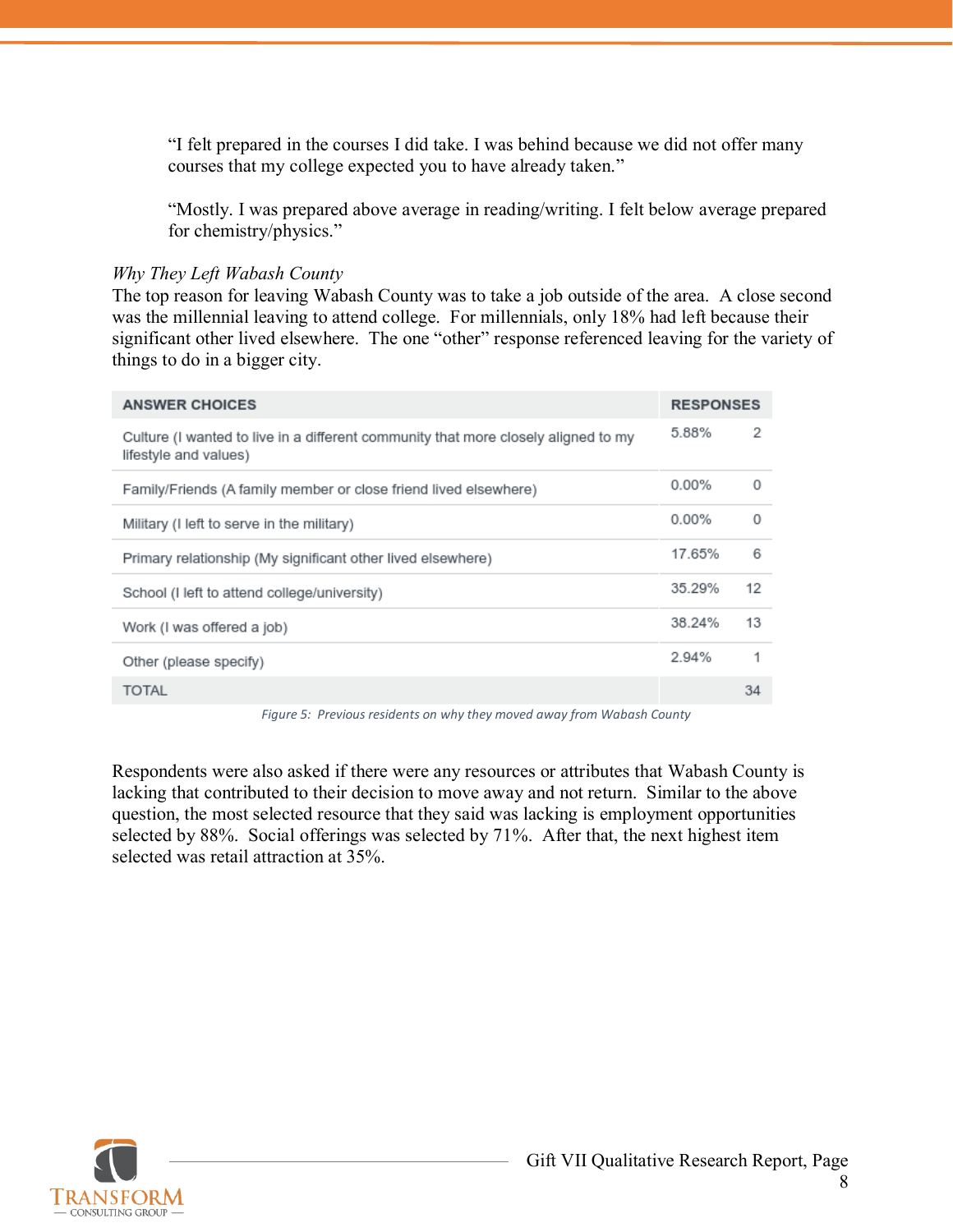> "I felt prepared in the courses I did take. I was behind because we did not offer many courses that my college expected you to have already taken."

> "Mostly. I was prepared above average in reading/writing. I felt below average prepared for chemistry/physics."

*Why They Left Wabash County*

The top reason for leaving Wabash County was to take a job outside of the area. A close second was the millennial leaving to attend college. For millennials, only 18% had left because their significant other lived elsewhere. The one "other" response referenced leaving for the variety of things to do in a bigger city.

| ANSWER CHOICES | RESPONSES | |
|---|---|---|
| Culture (I wanted to live in a different community that more closely aligned to my lifestyle and values) | 5.88% | 2 |
| Family/Friends (A family member or close friend lived elsewhere) | 0.00% | 0 |
| Military (I left to serve in the military) | 0.00% | 0 |
| Primary relationship (My significant other lived elsewhere) | 17.65% | 6 |
| School (I left to attend college/university) | 35.29% | 12 |
| Work (I was offered a job) | 38.24% | 13 |
| Other (please specify) | 2.94% | 1 |
| TOTAL | | 34 |

*Figure 5: Previous residents on why they moved away from Wabash County*

Respondents were also asked if there were any resources or attributes that Wabash County is lacking that contributed to their decision to move away and not return. Similar to the above question, the most selected resource that they said was lacking is employment opportunities selected by 88%. Social offerings was selected by 71%. After that, the next highest item selected was retail attraction at 35%.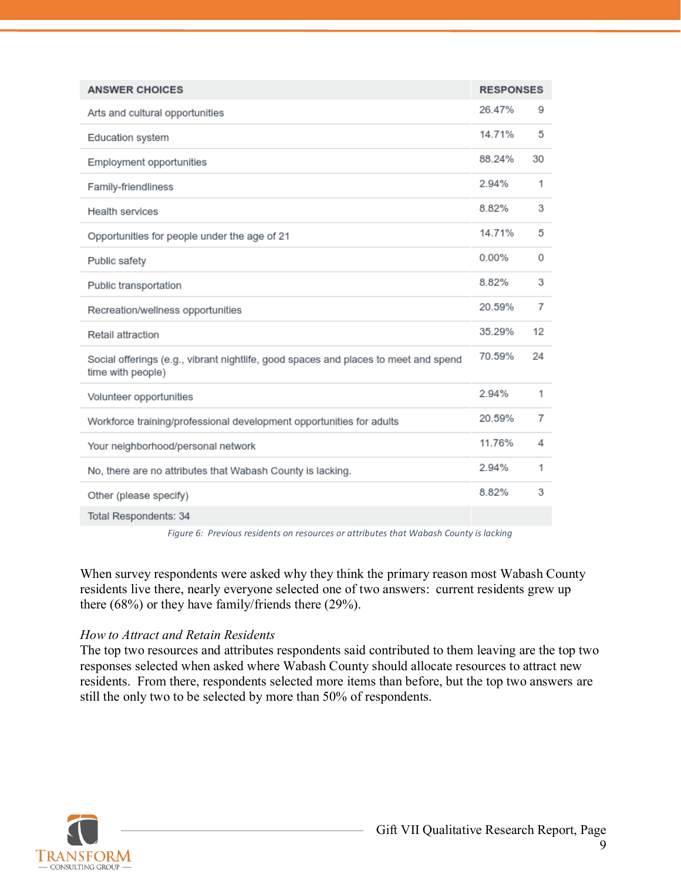| ANSWER CHOICES | RESPONSES | |
|---|---|---|
| Arts and cultural opportunities | 26.47% | 9 |
| Education system | 14.71% | 5 |
| Employment opportunities | 88.24% | 30 |
| Family-friendliness | 2.94% | 1 |
| Health services | 8.82% | 3 |
| Opportunities for people under the age of 21 | 14.71% | 5 |
| Public safety | 0.00% | 0 |
| Public transportation | 8.82% | 3 |
| Recreation/wellness opportunities | 20.59% | 7 |
| Retail attraction | 35.29% | 12 |
| Social offerings (e.g., vibrant nightlife, good spaces and places to meet and spend time with people) | 70.59% | 24 |
| Volunteer opportunities | 2.94% | 1 |
| Workforce training/professional development opportunities for adults | 20.59% | 7 |
| Your neighborhood/personal network | 11.76% | 4 |
| No, there are no attributes that Wabash County is lacking. | 2.94% | 1 |
| Other (please specify) | 8.82% | 3 |
| Total Respondents: 34 | | |

*Figure 6: Previous residents on resources or attributes that Wabash County is lacking*

When survey respondents were asked why they think the primary reason most Wabash County residents live there, nearly everyone selected one of two answers: current residents grew up there (68%) or they have family/friends there (29%).

*How to Attract and Retain Residents*

The top two resources and attributes respondents said contributed to them leaving are the top two responses selected when asked where Wabash County should allocate resources to attract new residents. From there, respondents selected more items than before, but the top two answers are still the only two to be selected by more than 50% of respondents.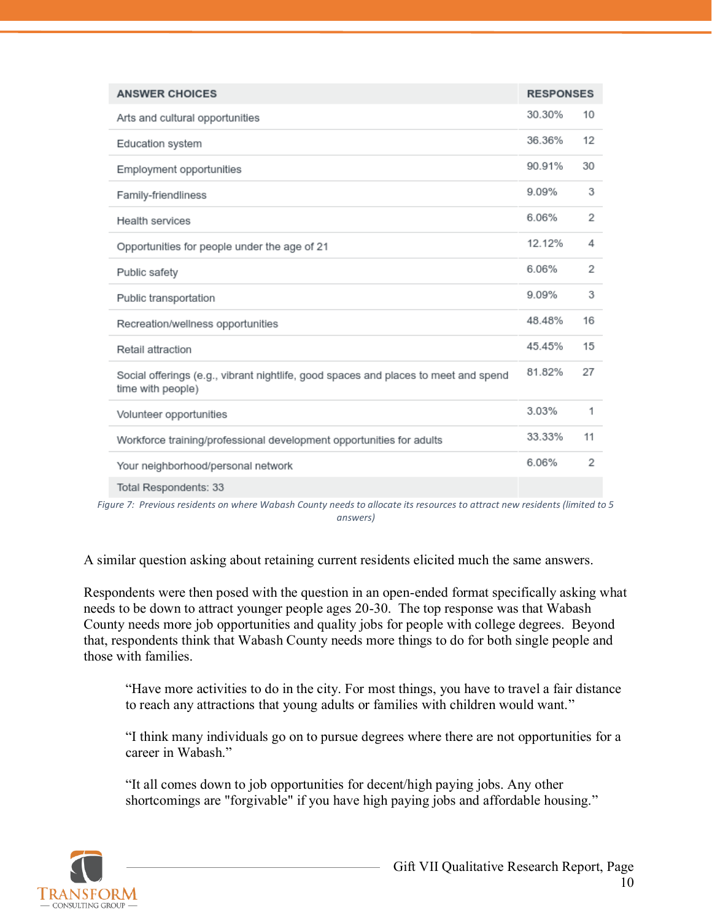| ANSWER CHOICES | RESPONSES | |
|---|---|---|
| Arts and cultural opportunities | 30.30% | 10 |
| Education system | 36.36% | 12 |
| Employment opportunities | 90.91% | 30 |
| Family-friendliness | 9.09% | 3 |
| Health services | 6.06% | 2 |
| Opportunities for people under the age of 21 | 12.12% | 4 |
| Public safety | 6.06% | 2 |
| Public transportation | 9.09% | 3 |
| Recreation/wellness opportunities | 48.48% | 16 |
| Retail attraction | 45.45% | 15 |
| Social offerings (e.g., vibrant nightlife, good spaces and places to meet and spend time with people) | 81.82% | 27 |
| Volunteer opportunities | 3.03% | 1 |
| Workforce training/professional development opportunities for adults | 33.33% | 11 |
| Your neighborhood/personal network | 6.06% | 2 |
| Total Respondents: 33 | | |

*Figure 7: Previous residents on where Wabash County needs to allocate its resources to attract new residents (limited to 5 answers)*

A similar question asking about retaining current residents elicited much the same answers.

Respondents were then posed with the question in an open-ended format specifically asking what needs to be down to attract younger people ages 20-30. The top response was that Wabash County needs more job opportunities and quality jobs for people with college degrees. Beyond that, respondents think that Wabash County needs more things to do for both single people and those with families.

> "Have more activities to do in the city. For most things, you have to travel a fair distance to reach any attractions that young adults or families with children would want."
>
> "I think many individuals go on to pursue degrees where there are not opportunities for a career in Wabash."
>
> "It all comes down to job opportunities for decent/high paying jobs. Any other shortcomings are "forgivable" if you have high paying jobs and affordable housing."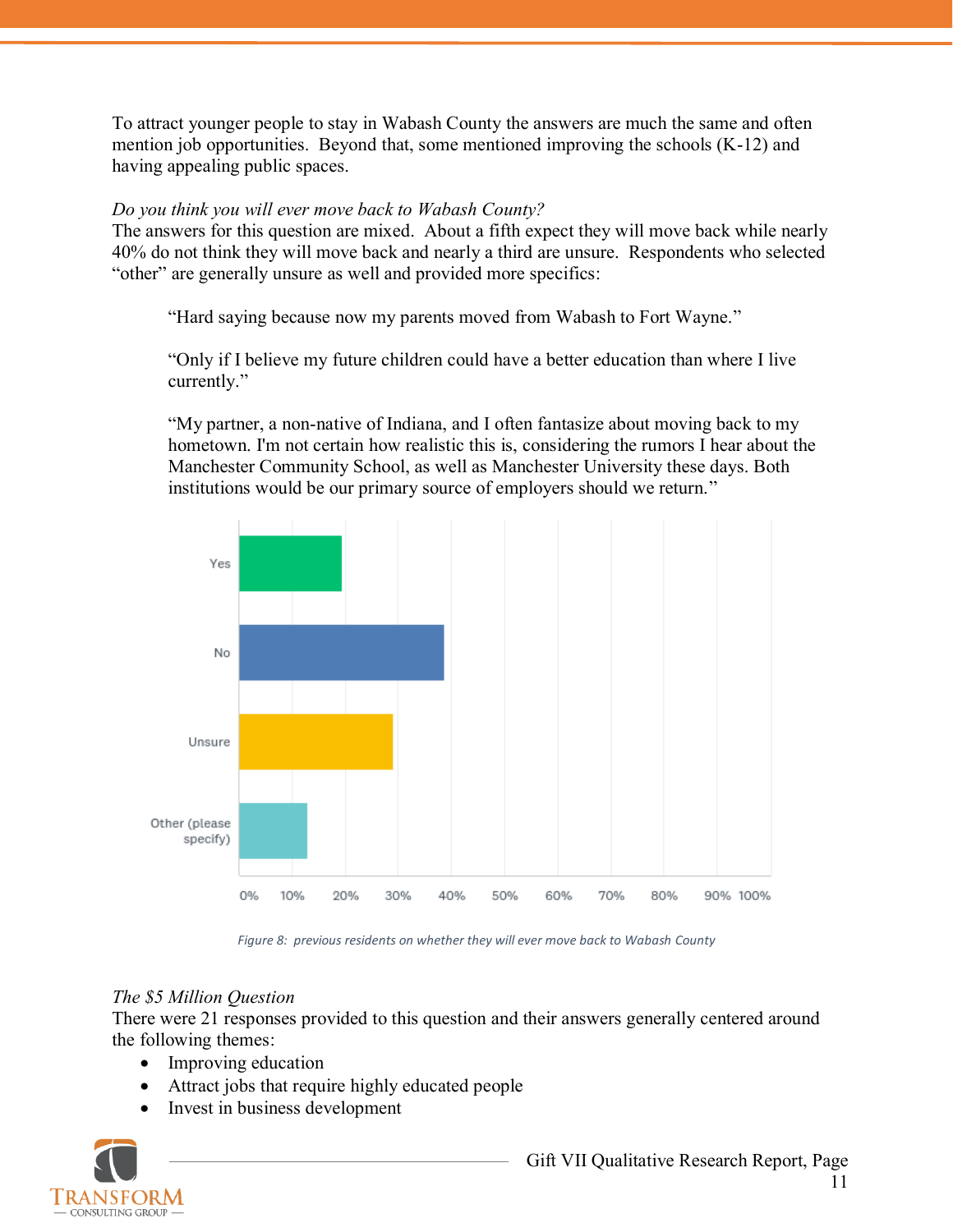To attract younger people to stay in Wabash County the answers are much the same and often mention job opportunities. Beyond that, some mentioned improving the schools (K-12) and having appealing public spaces.

*Do you think you will ever move back to Wabash County?*
The answers for this question are mixed. About a fifth expect they will move back while nearly 40% do not think they will move back and nearly a third are unsure. Respondents who selected "other" are generally unsure as well and provided more specifics:

> "Hard saying because now my parents moved from Wabash to Fort Wayne."
>
> "Only if I believe my future children could have a better education than where I live currently."
>
> "My partner, a non-native of Indiana, and I often fantasize about moving back to my hometown. I'm not certain how realistic this is, considering the rumors I hear about the Manchester Community School, as well as Manchester University these days. Both institutions would be our primary source of employers should we return."

*Figure 8: previous residents on whether they will ever move back to Wabash County*

*The $5 Million Question*
There were 21 responses provided to this question and their answers generally centered around the following themes:

- Improving education
- Attract jobs that require highly educated people
- Invest in business development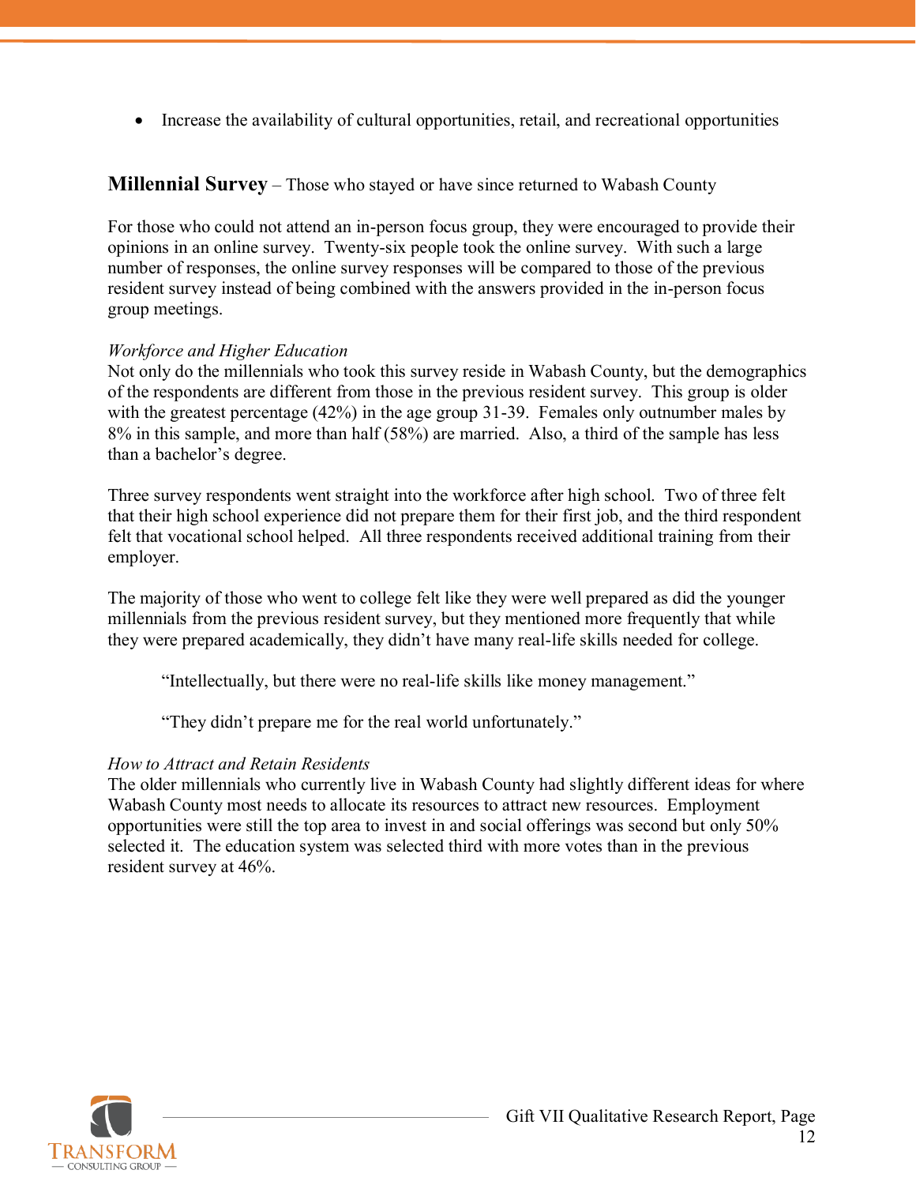- Increase the availability of cultural opportunities, retail, and recreational opportunities

## **Millennial Survey** – Those who stayed or have since returned to Wabash County

For those who could not attend an in-person focus group, they were encouraged to provide their opinions in an online survey. Twenty-six people took the online survey. With such a large number of responses, the online survey responses will be compared to those of the previous resident survey instead of being combined with the answers provided in the in-person focus group meetings.

*Workforce and Higher Education*
Not only do the millennials who took this survey reside in Wabash County, but the demographics of the respondents are different from those in the previous resident survey. This group is older with the greatest percentage (42%) in the age group 31-39. Females only outnumber males by 8% in this sample, and more than half (58%) are married. Also, a third of the sample has less than a bachelor's degree.

Three survey respondents went straight into the workforce after high school. Two of three felt that their high school experience did not prepare them for their first job, and the third respondent felt that vocational school helped. All three respondents received additional training from their employer.

The majority of those who went to college felt like they were well prepared as did the younger millennials from the previous resident survey, but they mentioned more frequently that while they were prepared academically, they didn't have many real-life skills needed for college.

> "Intellectually, but there were no real-life skills like money management."

> "They didn't prepare me for the real world unfortunately."

*How to Attract and Retain Residents*
The older millennials who currently live in Wabash County had slightly different ideas for where Wabash County most needs to allocate its resources to attract new resources. Employment opportunities were still the top area to invest in and social offerings was second but only 50% selected it. The education system was selected third with more votes than in the previous resident survey at 46%.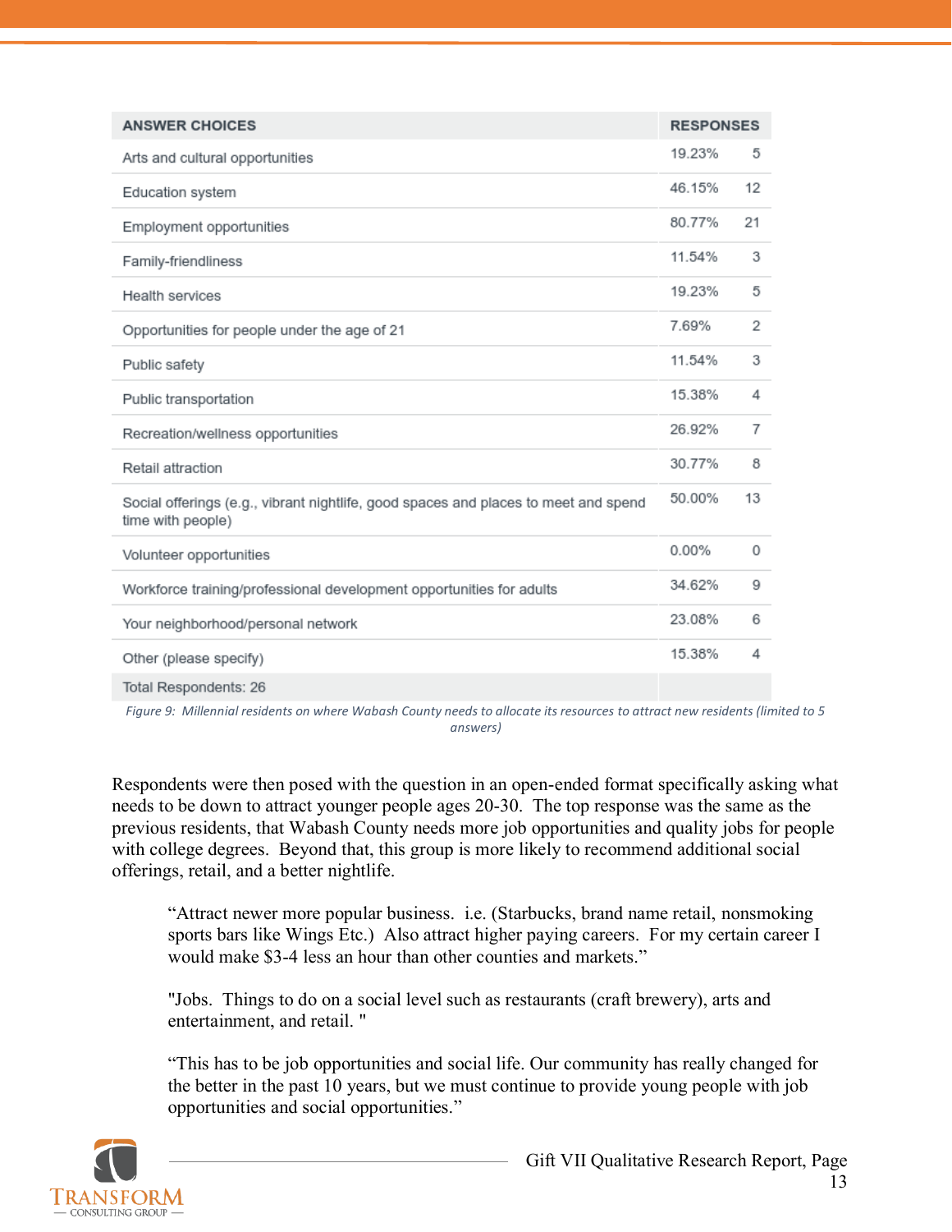| ANSWER CHOICES | RESPONSES | |
|---|---|---|
| Arts and cultural opportunities | 19.23% | 5 |
| Education system | 46.15% | 12 |
| Employment opportunities | 80.77% | 21 |
| Family-friendliness | 11.54% | 3 |
| Health services | 19.23% | 5 |
| Opportunities for people under the age of 21 | 7.69% | 2 |
| Public safety | 11.54% | 3 |
| Public transportation | 15.38% | 4 |
| Recreation/wellness opportunities | 26.92% | 7 |
| Retail attraction | 30.77% | 8 |
| Social offerings (e.g., vibrant nightlife, good spaces and places to meet and spend time with people) | 50.00% | 13 |
| Volunteer opportunities | 0.00% | 0 |
| Workforce training/professional development opportunities for adults | 34.62% | 9 |
| Your neighborhood/personal network | 23.08% | 6 |
| Other (please specify) | 15.38% | 4 |
| Total Respondents: 26 | | |

*Figure 9: Millennial residents on where Wabash County needs to allocate its resources to attract new residents (limited to 5 answers)*

Respondents were then posed with the question in an open-ended format specifically asking what needs to be down to attract younger people ages 20-30. The top response was the same as the previous residents, that Wabash County needs more job opportunities and quality jobs for people with college degrees. Beyond that, this group is more likely to recommend additional social offerings, retail, and a better nightlife.

> "Attract newer more popular business. i.e. (Starbucks, brand name retail, nonsmoking sports bars like Wings Etc.) Also attract higher paying careers. For my certain career I would make $3-4 less an hour than other counties and markets."

> "Jobs. Things to do on a social level such as restaurants (craft brewery), arts and entertainment, and retail. "

> "This has to be job opportunities and social life. Our community has really changed for the better in the past 10 years, but we must continue to provide young people with job opportunities and social opportunities."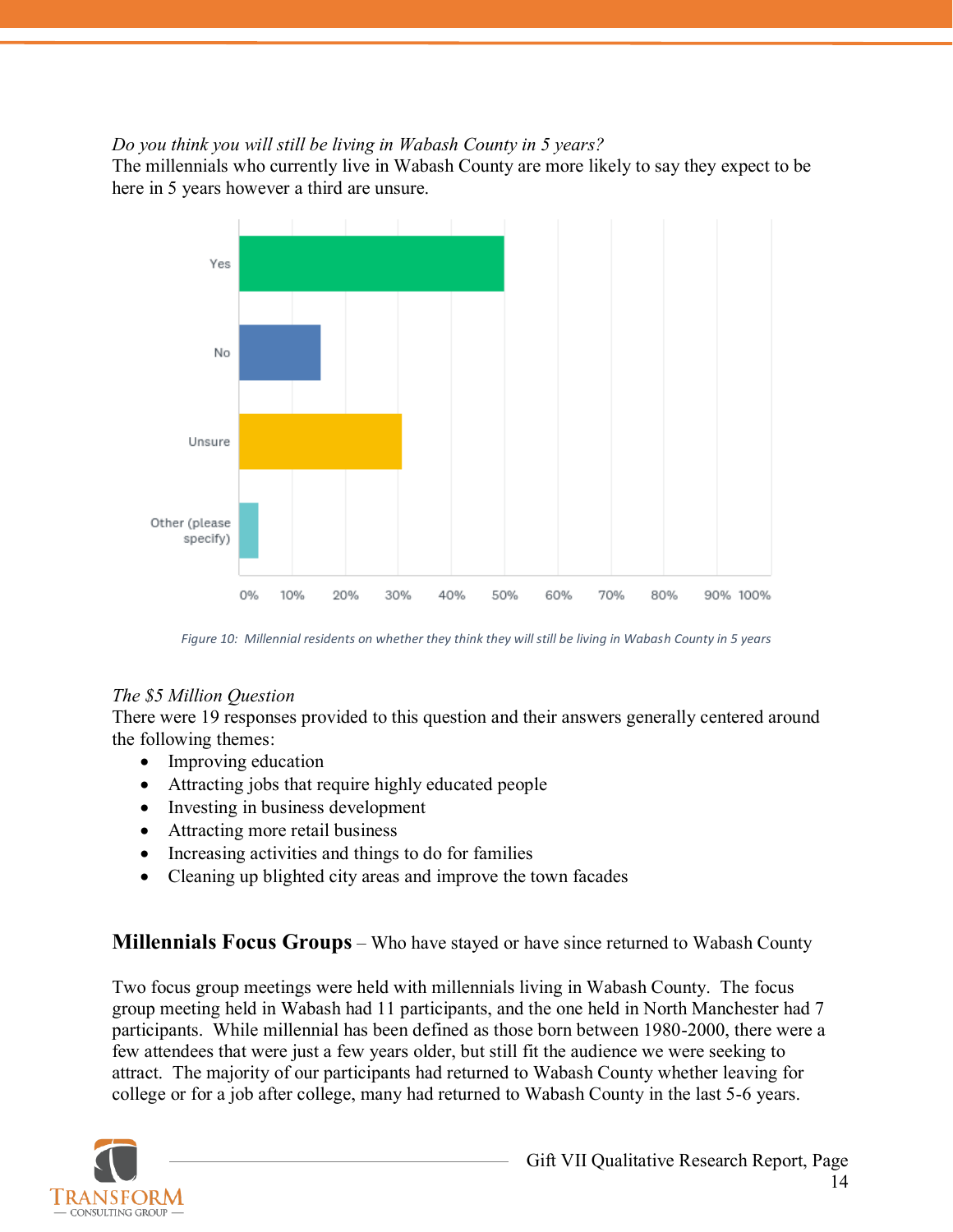*Do you think you will still be living in Wabash County in 5 years?*
The millennials who currently live in Wabash County are more likely to say they expect to be here in 5 years however a third are unsure.

Figure 10: Millennial residents on whether they think they will still be living in Wabash County in 5 years

*The $5 Million Question*
There were 19 responses provided to this question and their answers generally centered around the following themes:

- Improving education
- Attracting jobs that require highly educated people
- Investing in business development
- Attracting more retail business
- Increasing activities and things to do for families
- Cleaning up blighted city areas and improve the town facades

## **Millennials Focus Groups** – Who have stayed or have since returned to Wabash County

Two focus group meetings were held with millennials living in Wabash County. The focus group meeting held in Wabash had 11 participants, and the one held in North Manchester had 7 participants. While millennial has been defined as those born between 1980-2000, there were a few attendees that were just a few years older, but still fit the audience we were seeking to attract. The majority of our participants had returned to Wabash County whether leaving for college or for a job after college, many had returned to Wabash County in the last 5-6 years.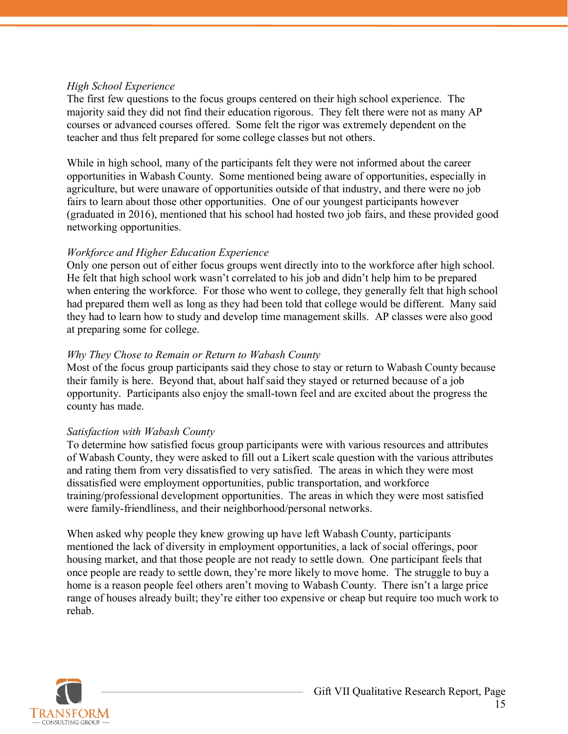*High School Experience*

The first few questions to the focus groups centered on their high school experience. The majority said they did not find their education rigorous. They felt there were not as many AP courses or advanced courses offered. Some felt the rigor was extremely dependent on the teacher and thus felt prepared for some college classes but not others.

While in high school, many of the participants felt they were not informed about the career opportunities in Wabash County. Some mentioned being aware of opportunities, especially in agriculture, but were unaware of opportunities outside of that industry, and there were no job fairs to learn about those other opportunities. One of our youngest participants however (graduated in 2016), mentioned that his school had hosted two job fairs, and these provided good networking opportunities.

*Workforce and Higher Education Experience*

Only one person out of either focus groups went directly into to the workforce after high school. He felt that high school work wasn't correlated to his job and didn't help him to be prepared when entering the workforce. For those who went to college, they generally felt that high school had prepared them well as long as they had been told that college would be different. Many said they had to learn how to study and develop time management skills. AP classes were also good at preparing some for college.

*Why They Chose to Remain or Return to Wabash County*

Most of the focus group participants said they chose to stay or return to Wabash County because their family is here. Beyond that, about half said they stayed or returned because of a job opportunity. Participants also enjoy the small-town feel and are excited about the progress the county has made.

*Satisfaction with Wabash County*

To determine how satisfied focus group participants were with various resources and attributes of Wabash County, they were asked to fill out a Likert scale question with the various attributes and rating them from very dissatisfied to very satisfied. The areas in which they were most dissatisfied were employment opportunities, public transportation, and workforce training/professional development opportunities. The areas in which they were most satisfied were family-friendliness, and their neighborhood/personal networks.

When asked why people they knew growing up have left Wabash County, participants mentioned the lack of diversity in employment opportunities, a lack of social offerings, poor housing market, and that those people are not ready to settle down. One participant feels that once people are ready to settle down, they're more likely to move home. The struggle to buy a home is a reason people feel others aren't moving to Wabash County. There isn't a large price range of houses already built; they're either too expensive or cheap but require too much work to rehab.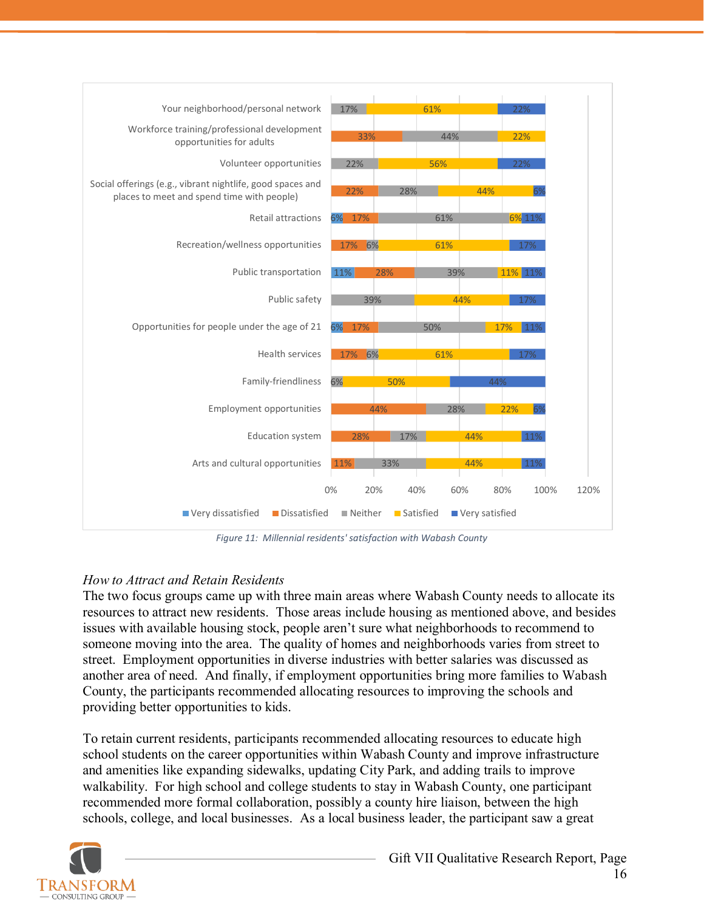| | Very dissatisfied | Dissatisfied | Neither | Satisfied | Very satisfied |
|---|---|---|---|---|---|
| Your neighborhood/personal network | | | 17% | 61% | 22% |
| Workforce training/professional development opportunities for adults | | 33% | 44% | 22% | |
| Volunteer opportunities | | | 22% | 56% | 22% |
| Social offerings (e.g., vibrant nightlife, good spaces and places to meet and spend time with people) | | 22% | 28% | 44% | 6% |
| Retail attractions | 6% | 17% | 61% | 6% | 11% |
| Recreation/wellness opportunities | | 17% | 6% | 61% | 17% |
| Public transportation | 11% | 28% | 39% | 11% | 11% |
| Public safety | | | 39% | 44% | 17% |
| Opportunities for people under the age of 21 | 6% | 17% | 50% | 17% | 11% |
| Health services | | 17% | 6% | 61% | 17% |
| Family-friendliness | | | 6% | 50% | 44% |
| Employment opportunities | | 44% | 28% | 22% | 6% |
| Education system | | 28% | 17% | 44% | 11% |
| Arts and cultural opportunities | | 11% | 33% | 44% | 11% |

*Figure 11: Millennial residents' satisfaction with Wabash County*

*How to Attract and Retain Residents*

The two focus groups came up with three main areas where Wabash County needs to allocate its resources to attract new residents. Those areas include housing as mentioned above, and besides issues with available housing stock, people aren't sure what neighborhoods to recommend to someone moving into the area. The quality of homes and neighborhoods varies from street to street. Employment opportunities in diverse industries with better salaries was discussed as another area of need. And finally, if employment opportunities bring more families to Wabash County, the participants recommended allocating resources to improving the schools and providing better opportunities to kids.

To retain current residents, participants recommended allocating resources to educate high school students on the career opportunities within Wabash County and improve infrastructure and amenities like expanding sidewalks, updating City Park, and adding trails to improve walkability. For high school and college students to stay in Wabash County, one participant recommended more formal collaboration, possibly a county hire liaison, between the high schools, college, and local businesses. As a local business leader, the participant saw a great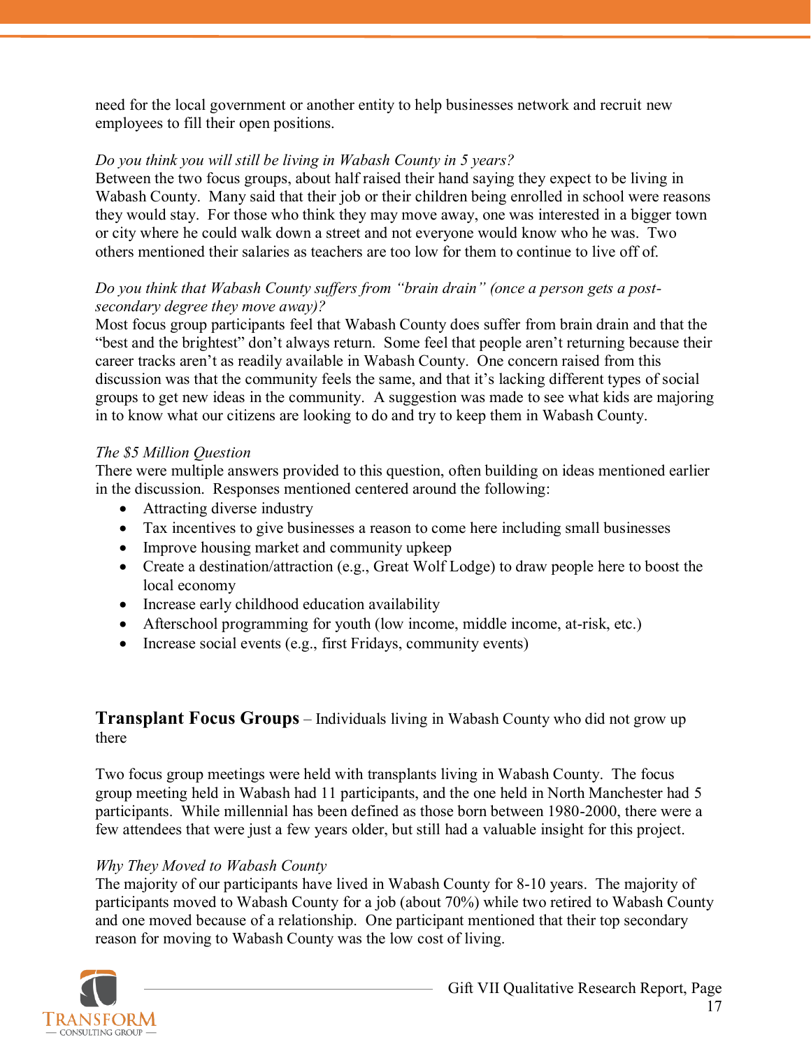need for the local government or another entity to help businesses network and recruit new employees to fill their open positions.

*Do you think you will still be living in Wabash County in 5 years?*

Between the two focus groups, about half raised their hand saying they expect to be living in Wabash County. Many said that their job or their children being enrolled in school were reasons they would stay. For those who think they may move away, one was interested in a bigger town or city where he could walk down a street and not everyone would know who he was. Two others mentioned their salaries as teachers are too low for them to continue to live off of.

*Do you think that Wabash County suffers from "brain drain" (once a person gets a post-secondary degree they move away)?*

Most focus group participants feel that Wabash County does suffer from brain drain and that the "best and the brightest" don't always return. Some feel that people aren't returning because their career tracks aren't as readily available in Wabash County. One concern raised from this discussion was that the community feels the same, and that it's lacking different types of social groups to get new ideas in the community. A suggestion was made to see what kids are majoring in to know what our citizens are looking to do and try to keep them in Wabash County.

*The $5 Million Question*

There were multiple answers provided to this question, often building on ideas mentioned earlier in the discussion. Responses mentioned centered around the following:

- Attracting diverse industry
- Tax incentives to give businesses a reason to come here including small businesses
- Improve housing market and community upkeep
- Create a destination/attraction (e.g., Great Wolf Lodge) to draw people here to boost the local economy
- Increase early childhood education availability
- Afterschool programming for youth (low income, middle income, at-risk, etc.)
- Increase social events (e.g., first Fridays, community events)

**Transplant Focus Groups** – Individuals living in Wabash County who did not grow up there

Two focus group meetings were held with transplants living in Wabash County. The focus group meeting held in Wabash had 11 participants, and the one held in North Manchester had 5 participants. While millennial has been defined as those born between 1980-2000, there were a few attendees that were just a few years older, but still had a valuable insight for this project.

*Why They Moved to Wabash County*

The majority of our participants have lived in Wabash County for 8-10 years. The majority of participants moved to Wabash County for a job (about 70%) while two retired to Wabash County and one moved because of a relationship. One participant mentioned that their top secondary reason for moving to Wabash County was the low cost of living.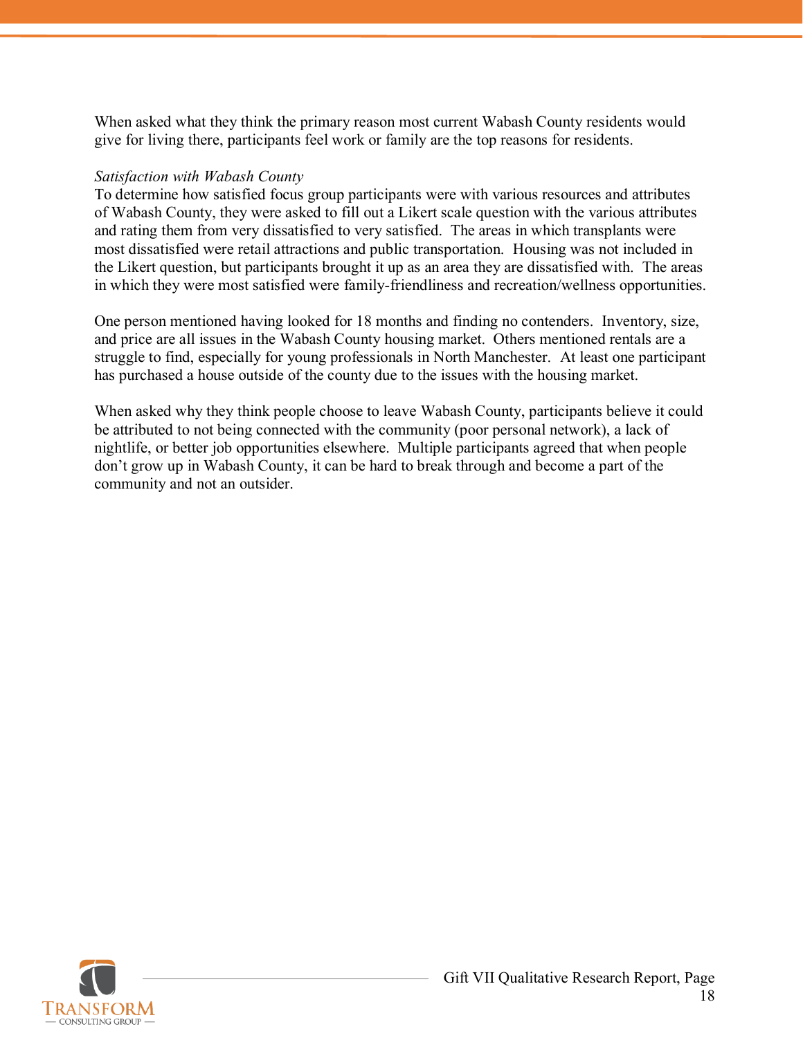When asked what they think the primary reason most current Wabash County residents would give for living there, participants feel work or family are the top reasons for residents.

*Satisfaction with Wabash County*

To determine how satisfied focus group participants were with various resources and attributes of Wabash County, they were asked to fill out a Likert scale question with the various attributes and rating them from very dissatisfied to very satisfied. The areas in which transplants were most dissatisfied were retail attractions and public transportation. Housing was not included in the Likert question, but participants brought it up as an area they are dissatisfied with. The areas in which they were most satisfied were family-friendliness and recreation/wellness opportunities.

One person mentioned having looked for 18 months and finding no contenders. Inventory, size, and price are all issues in the Wabash County housing market. Others mentioned rentals are a struggle to find, especially for young professionals in North Manchester. At least one participant has purchased a house outside of the county due to the issues with the housing market.

When asked why they think people choose to leave Wabash County, participants believe it could be attributed to not being connected with the community (poor personal network), a lack of nightlife, or better job opportunities elsewhere. Multiple participants agreed that when people don't grow up in Wabash County, it can be hard to break through and become a part of the community and not an outsider.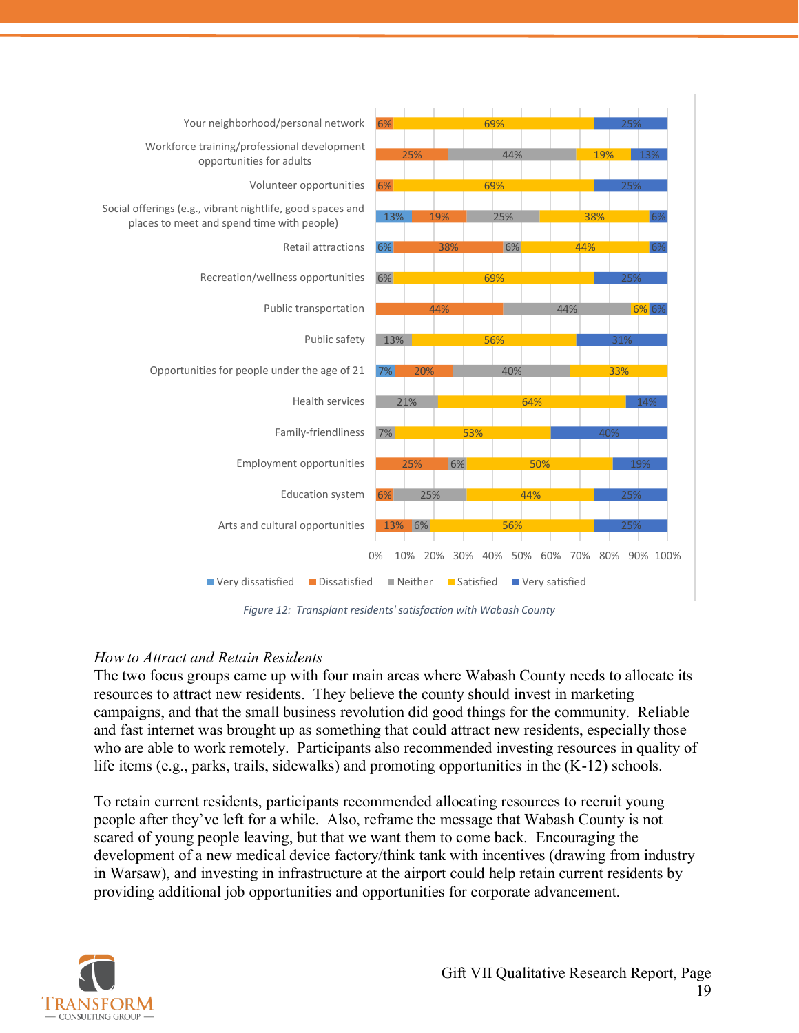| | Very dissatisfied | Dissatisfied | Neither | Satisfied | Very satisfied |
|---|---|---|---|---|---|
| Your neighborhood/personal network | | 6% | | 69% | 25% |
| Workforce training/professional development opportunities for adults | | 25% | 44% | 19% | 13% |
| Volunteer opportunities | | 6% | | 69% | 25% |
| Social offerings (e.g., vibrant nightlife, good spaces and places to meet and spend time with people) | 13% | 19% | 25% | 38% | 6% |
| Retail attractions | 6% | 38% | 6% | 44% | 6% |
| Recreation/wellness opportunities | | | 6% | 69% | 25% |
| Public transportation | | 44% | 44% | 6% | 6% |
| Public safety | | | 13% | 56% | 31% |
| Opportunities for people under the age of 21 | 7% | 20% | 40% | 33% | |
| Health services | | | 21% | 64% | 14% |
| Family-friendliness | | | 7% | 53% | 40% |
| Employment opportunities | | 25% | 6% | 50% | 19% |
| Education system | | 6% | 25% | 44% | 25% |
| Arts and cultural opportunities | | 13% | 6% | 56% | 25% |

*Figure 12: Transplant residents' satisfaction with Wabash County*

*How to Attract and Retain Residents*

The two focus groups came up with four main areas where Wabash County needs to allocate its resources to attract new residents. They believe the county should invest in marketing campaigns, and that the small business revolution did good things for the community. Reliable and fast internet was brought up as something that could attract new residents, especially those who are able to work remotely. Participants also recommended investing resources in quality of life items (e.g., parks, trails, sidewalks) and promoting opportunities in the (K-12) schools.

To retain current residents, participants recommended allocating resources to recruit young people after they've left for a while. Also, reframe the message that Wabash County is not scared of young people leaving, but that we want them to come back. Encouraging the development of a new medical device factory/think tank with incentives (drawing from industry in Warsaw), and investing in infrastructure at the airport could help retain current residents by providing additional job opportunities and opportunities for corporate advancement.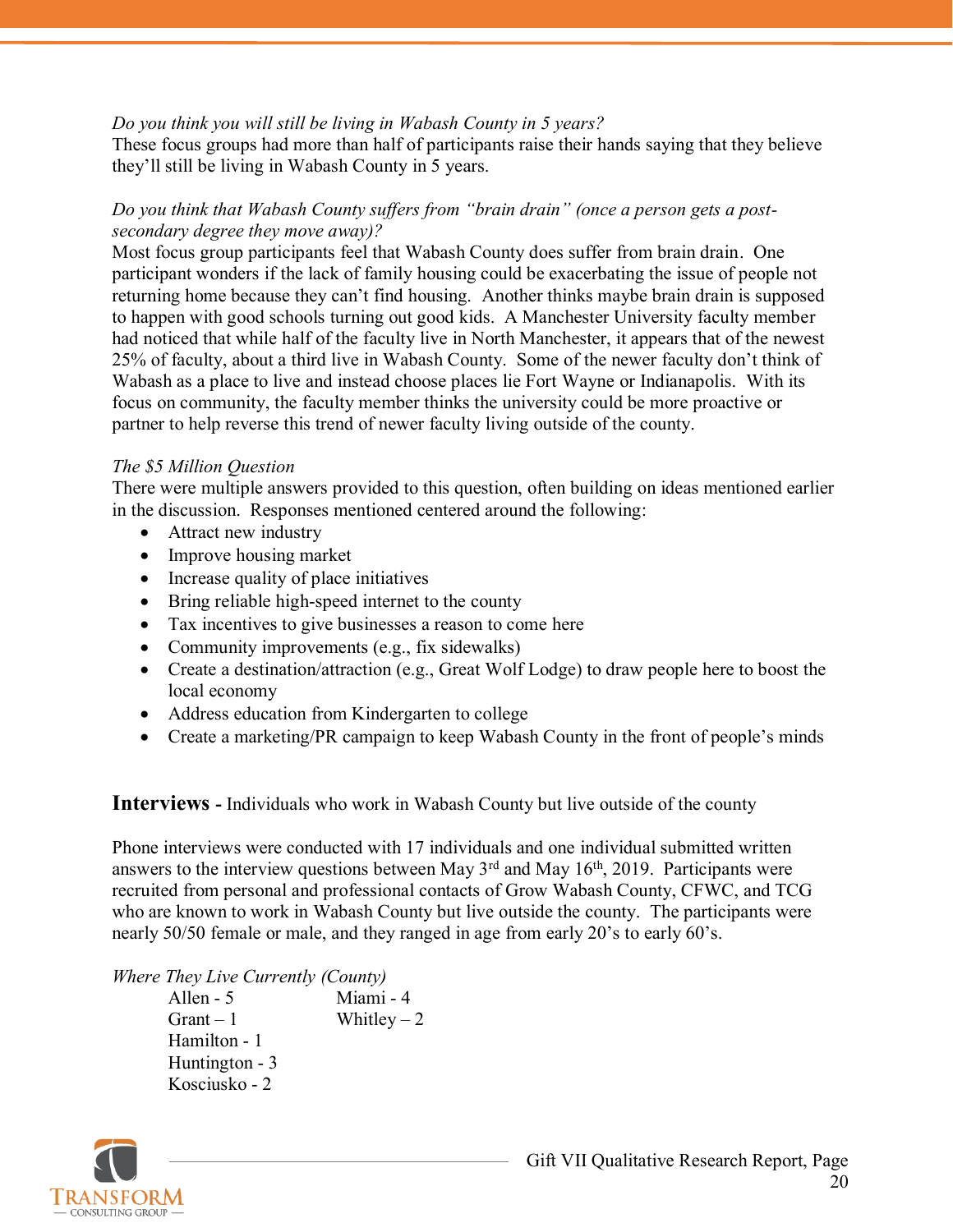*Do you think you will still be living in Wabash County in 5 years?*
These focus groups had more than half of participants raise their hands saying that they believe they'll still be living in Wabash County in 5 years.

*Do you think that Wabash County suffers from "brain drain" (once a person gets a post-secondary degree they move away)?*
Most focus group participants feel that Wabash County does suffer from brain drain. One participant wonders if the lack of family housing could be exacerbating the issue of people not returning home because they can't find housing. Another thinks maybe brain drain is supposed to happen with good schools turning out good kids. A Manchester University faculty member had noticed that while half of the faculty live in North Manchester, it appears that of the newest 25% of faculty, about a third live in Wabash County. Some of the newer faculty don't think of Wabash as a place to live and instead choose places lie Fort Wayne or Indianapolis. With its focus on community, the faculty member thinks the university could be more proactive or partner to help reverse this trend of newer faculty living outside of the county.

*The $5 Million Question*
There were multiple answers provided to this question, often building on ideas mentioned earlier in the discussion. Responses mentioned centered around the following:

- Attract new industry
- Improve housing market
- Increase quality of place initiatives
- Bring reliable high-speed internet to the county
- Tax incentives to give businesses a reason to come here
- Community improvements (e.g., fix sidewalks)
- Create a destination/attraction (e.g., Great Wolf Lodge) to draw people here to boost the local economy
- Address education from Kindergarten to college
- Create a marketing/PR campaign to keep Wabash County in the front of people's minds

## **Interviews -** Individuals who work in Wabash County but live outside of the county

Phone interviews were conducted with 17 individuals and one individual submitted written answers to the interview questions between May 3rd and May 16th, 2019. Participants were recruited from personal and professional contacts of Grow Wabash County, CFWC, and TCG who are known to work in Wabash County but live outside the county. The participants were nearly 50/50 female or male, and they ranged in age from early 20's to early 60's.

*Where They Live Currently (County)*

Allen - 5
Grant – 1
Hamilton - 1
Huntington - 3
Kosciusko - 2
Miami - 4
Whitley – 2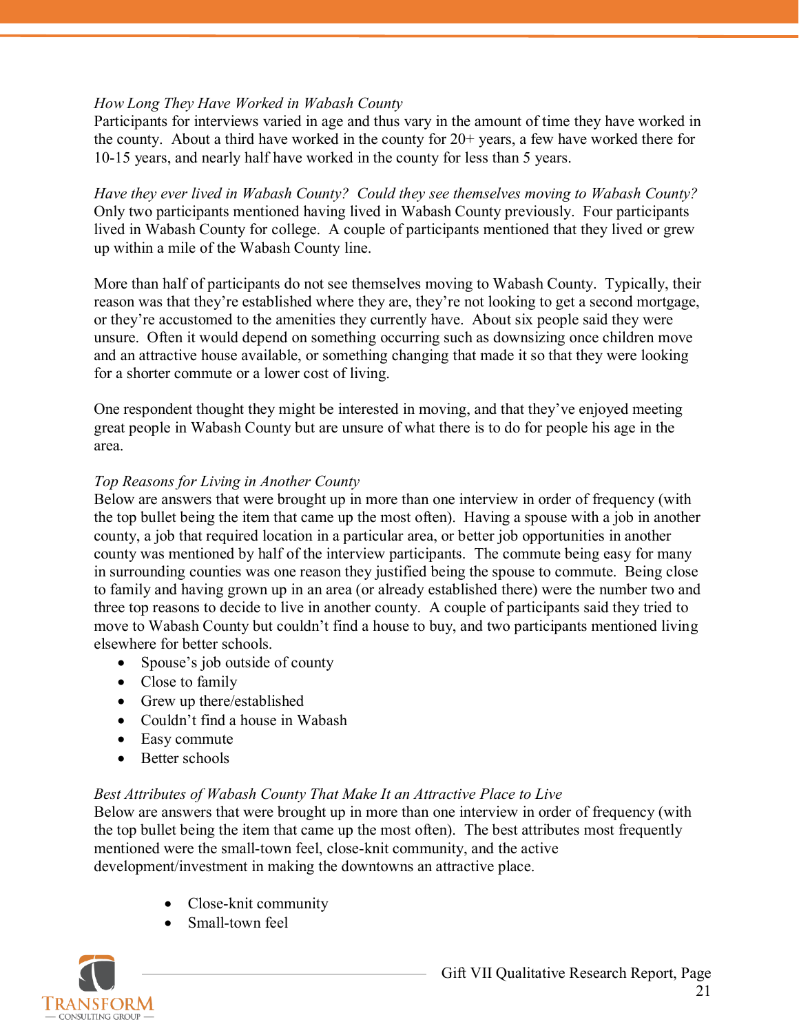*How Long They Have Worked in Wabash County*

Participants for interviews varied in age and thus vary in the amount of time they have worked in the county. About a third have worked in the county for 20+ years, a few have worked there for 10-15 years, and nearly half have worked in the county for less than 5 years.

*Have they ever lived in Wabash County? Could they see themselves moving to Wabash County?*

Only two participants mentioned having lived in Wabash County previously. Four participants lived in Wabash County for college. A couple of participants mentioned that they lived or grew up within a mile of the Wabash County line.

More than half of participants do not see themselves moving to Wabash County. Typically, their reason was that they're established where they are, they're not looking to get a second mortgage, or they're accustomed to the amenities they currently have. About six people said they were unsure. Often it would depend on something occurring such as downsizing once children move and an attractive house available, or something changing that made it so that they were looking for a shorter commute or a lower cost of living.

One respondent thought they might be interested in moving, and that they've enjoyed meeting great people in Wabash County but are unsure of what there is to do for people his age in the area.

*Top Reasons for Living in Another County*

Below are answers that were brought up in more than one interview in order of frequency (with the top bullet being the item that came up the most often). Having a spouse with a job in another county, a job that required location in a particular area, or better job opportunities in another county was mentioned by half of the interview participants. The commute being easy for many in surrounding counties was one reason they justified being the spouse to commute. Being close to family and having grown up in an area (or already established there) were the number two and three top reasons to decide to live in another county. A couple of participants said they tried to move to Wabash County but couldn't find a house to buy, and two participants mentioned living elsewhere for better schools.

- Spouse's job outside of county
- Close to family
- Grew up there/established
- Couldn't find a house in Wabash
- Easy commute
- Better schools

*Best Attributes of Wabash County That Make It an Attractive Place to Live*

Below are answers that were brought up in more than one interview in order of frequency (with the top bullet being the item that came up the most often). The best attributes most frequently mentioned were the small-town feel, close-knit community, and the active development/investment in making the downtowns an attractive place.

- Close-knit community
- Small-town feel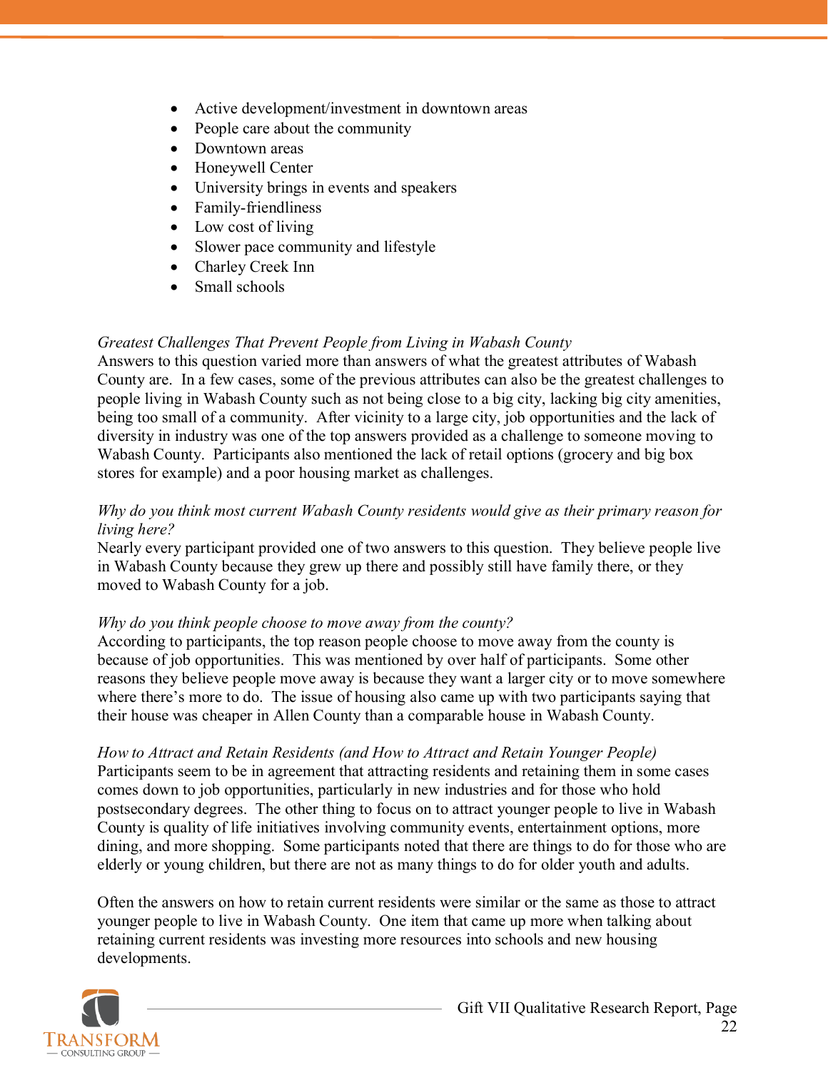- Active development/investment in downtown areas
- People care about the community
- Downtown areas
- Honeywell Center
- University brings in events and speakers
- Family-friendliness
- Low cost of living
- Slower pace community and lifestyle
- Charley Creek Inn
- Small schools

*Greatest Challenges That Prevent People from Living in Wabash County*

Answers to this question varied more than answers of what the greatest attributes of Wabash County are. In a few cases, some of the previous attributes can also be the greatest challenges to people living in Wabash County such as not being close to a big city, lacking big city amenities, being too small of a community. After vicinity to a large city, job opportunities and the lack of diversity in industry was one of the top answers provided as a challenge to someone moving to Wabash County. Participants also mentioned the lack of retail options (grocery and big box stores for example) and a poor housing market as challenges.

*Why do you think most current Wabash County residents would give as their primary reason for living here?*

Nearly every participant provided one of two answers to this question. They believe people live in Wabash County because they grew up there and possibly still have family there, or they moved to Wabash County for a job.

*Why do you think people choose to move away from the county?*

According to participants, the top reason people choose to move away from the county is because of job opportunities. This was mentioned by over half of participants. Some other reasons they believe people move away is because they want a larger city or to move somewhere where there's more to do. The issue of housing also came up with two participants saying that their house was cheaper in Allen County than a comparable house in Wabash County.

*How to Attract and Retain Residents (and How to Attract and Retain Younger People)*

Participants seem to be in agreement that attracting residents and retaining them in some cases comes down to job opportunities, particularly in new industries and for those who hold postsecondary degrees. The other thing to focus on to attract younger people to live in Wabash County is quality of life initiatives involving community events, entertainment options, more dining, and more shopping. Some participants noted that there are things to do for those who are elderly or young children, but there are not as many things to do for older youth and adults.

Often the answers on how to retain current residents were similar or the same as those to attract younger people to live in Wabash County. One item that came up more when talking about retaining current residents was investing more resources into schools and new housing developments.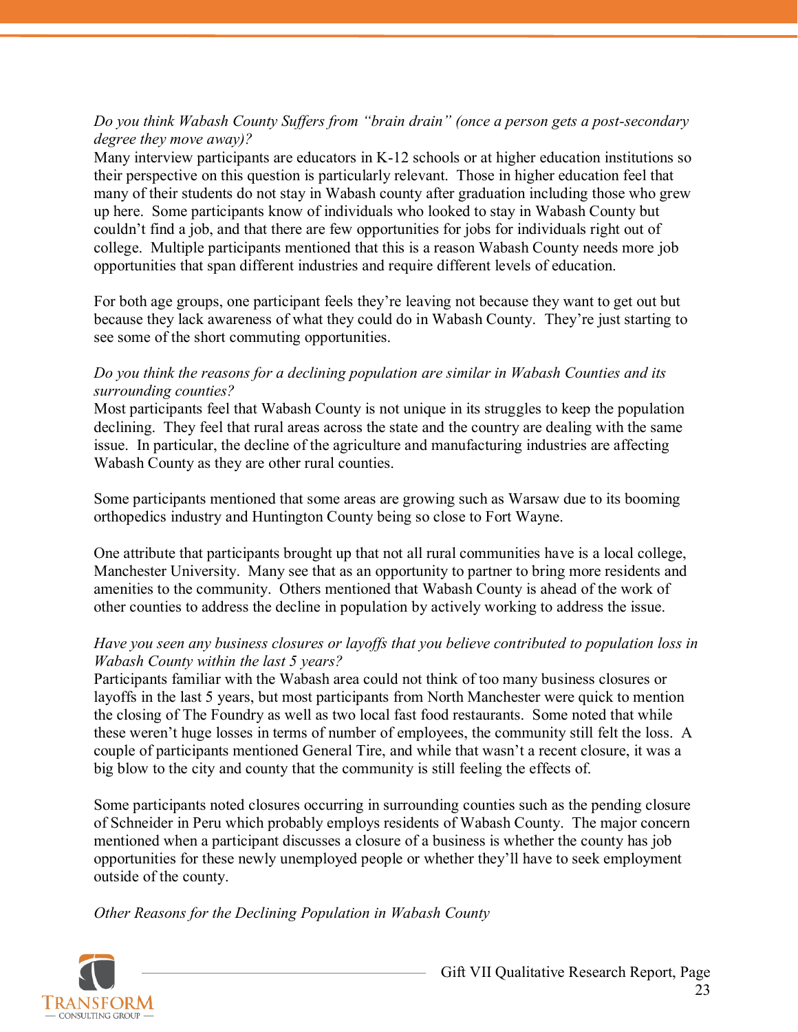*Do you think Wabash County Suffers from "brain drain" (once a person gets a post-secondary degree they move away)?*

Many interview participants are educators in K-12 schools or at higher education institutions so their perspective on this question is particularly relevant. Those in higher education feel that many of their students do not stay in Wabash county after graduation including those who grew up here. Some participants know of individuals who looked to stay in Wabash County but couldn't find a job, and that there are few opportunities for jobs for individuals right out of college. Multiple participants mentioned that this is a reason Wabash County needs more job opportunities that span different industries and require different levels of education.

For both age groups, one participant feels they're leaving not because they want to get out but because they lack awareness of what they could do in Wabash County. They're just starting to see some of the short commuting opportunities.

*Do you think the reasons for a declining population are similar in Wabash Counties and its surrounding counties?*

Most participants feel that Wabash County is not unique in its struggles to keep the population declining. They feel that rural areas across the state and the country are dealing with the same issue. In particular, the decline of the agriculture and manufacturing industries are affecting Wabash County as they are other rural counties.

Some participants mentioned that some areas are growing such as Warsaw due to its booming orthopedics industry and Huntington County being so close to Fort Wayne.

One attribute that participants brought up that not all rural communities have is a local college, Manchester University. Many see that as an opportunity to partner to bring more residents and amenities to the community. Others mentioned that Wabash County is ahead of the work of other counties to address the decline in population by actively working to address the issue.

*Have you seen any business closures or layoffs that you believe contributed to population loss in Wabash County within the last 5 years?*

Participants familiar with the Wabash area could not think of too many business closures or layoffs in the last 5 years, but most participants from North Manchester were quick to mention the closing of The Foundry as well as two local fast food restaurants. Some noted that while these weren't huge losses in terms of number of employees, the community still felt the loss. A couple of participants mentioned General Tire, and while that wasn't a recent closure, it was a big blow to the city and county that the community is still feeling the effects of.

Some participants noted closures occurring in surrounding counties such as the pending closure of Schneider in Peru which probably employs residents of Wabash County. The major concern mentioned when a participant discusses a closure of a business is whether the county has job opportunities for these newly unemployed people or whether they'll have to seek employment outside of the county.

*Other Reasons for the Declining Population in Wabash County*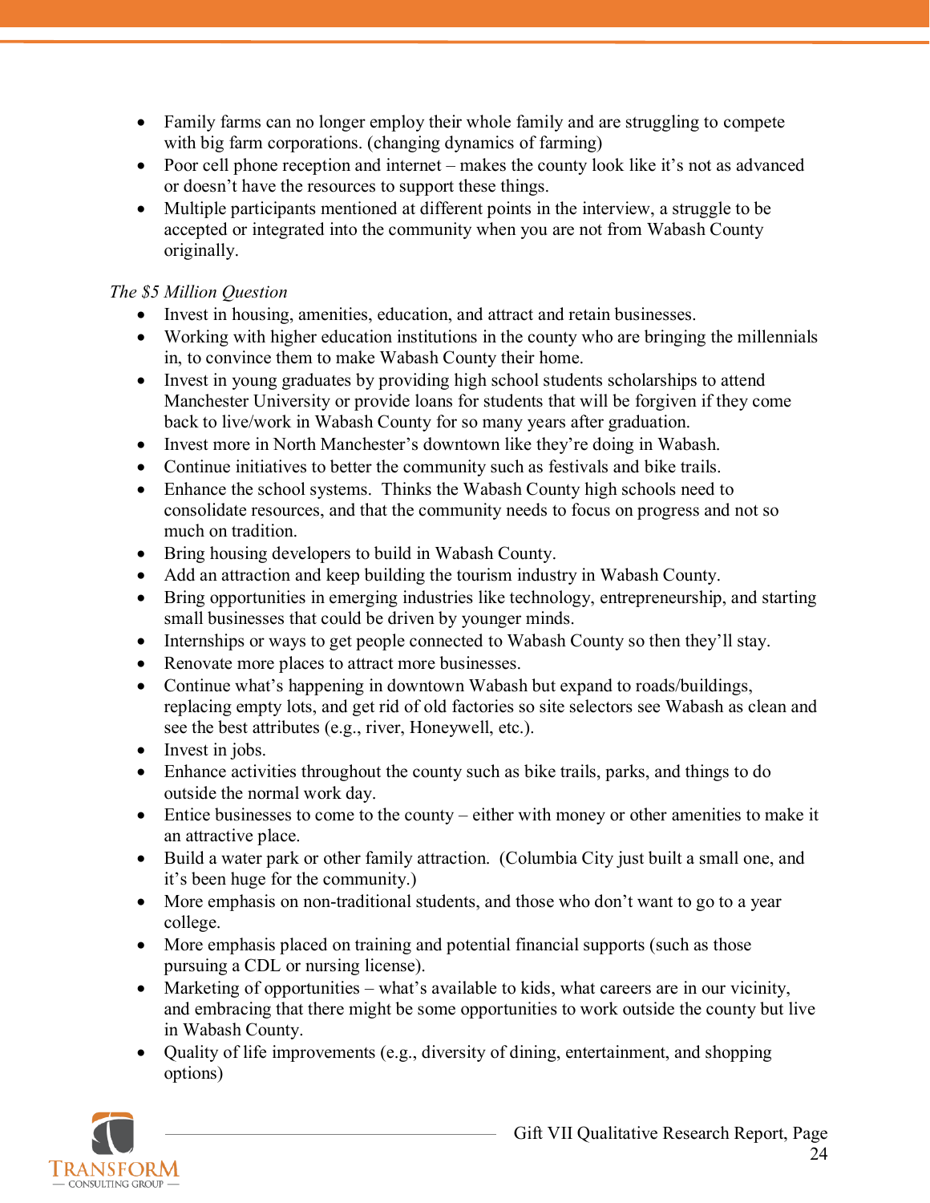- Family farms can no longer employ their whole family and are struggling to compete with big farm corporations. (changing dynamics of farming)
- Poor cell phone reception and internet – makes the county look like it's not as advanced or doesn't have the resources to support these things.
- Multiple participants mentioned at different points in the interview, a struggle to be accepted or integrated into the community when you are not from Wabash County originally.

*The $5 Million Question*

- Invest in housing, amenities, education, and attract and retain businesses.
- Working with higher education institutions in the county who are bringing the millennials in, to convince them to make Wabash County their home.
- Invest in young graduates by providing high school students scholarships to attend Manchester University or provide loans for students that will be forgiven if they come back to live/work in Wabash County for so many years after graduation.
- Invest more in North Manchester's downtown like they're doing in Wabash.
- Continue initiatives to better the community such as festivals and bike trails.
- Enhance the school systems. Thinks the Wabash County high schools need to consolidate resources, and that the community needs to focus on progress and not so much on tradition.
- Bring housing developers to build in Wabash County.
- Add an attraction and keep building the tourism industry in Wabash County.
- Bring opportunities in emerging industries like technology, entrepreneurship, and starting small businesses that could be driven by younger minds.
- Internships or ways to get people connected to Wabash County so then they'll stay.
- Renovate more places to attract more businesses.
- Continue what's happening in downtown Wabash but expand to roads/buildings, replacing empty lots, and get rid of old factories so site selectors see Wabash as clean and see the best attributes (e.g., river, Honeywell, etc.).
- Invest in jobs.
- Enhance activities throughout the county such as bike trails, parks, and things to do outside the normal work day.
- Entice businesses to come to the county – either with money or other amenities to make it an attractive place.
- Build a water park or other family attraction. (Columbia City just built a small one, and it's been huge for the community.)
- More emphasis on non-traditional students, and those who don't want to go to a year college.
- More emphasis placed on training and potential financial supports (such as those pursuing a CDL or nursing license).
- Marketing of opportunities – what's available to kids, what careers are in our vicinity, and embracing that there might be some opportunities to work outside the county but live in Wabash County.
- Quality of life improvements (e.g., diversity of dining, entertainment, and shopping options)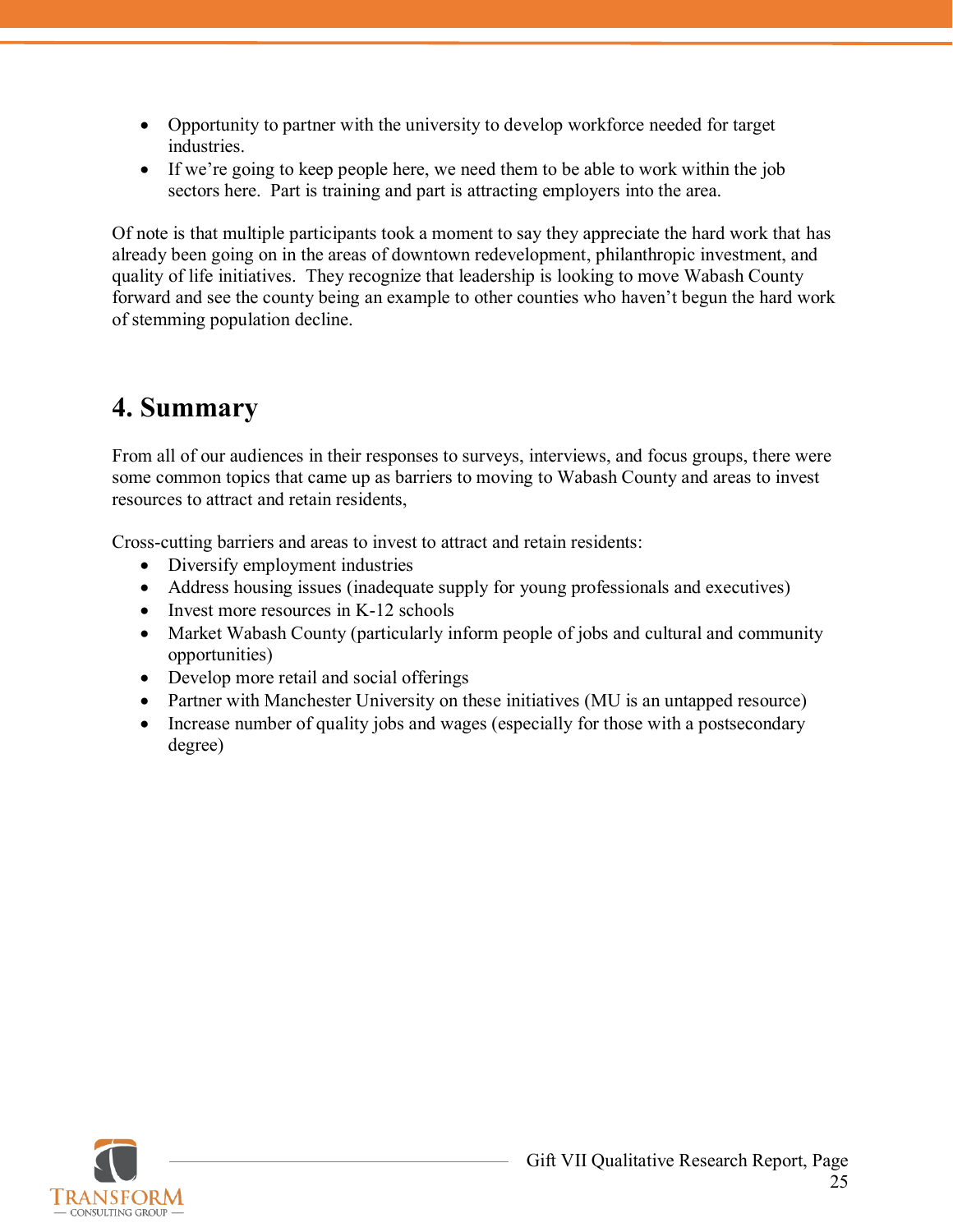- Opportunity to partner with the university to develop workforce needed for target industries.
- If we're going to keep people here, we need them to be able to work within the job sectors here.  Part is training and part is attracting employers into the area.

Of note is that multiple participants took a moment to say they appreciate the hard work that has already been going on in the areas of downtown redevelopment, philanthropic investment, and quality of life initiatives.  They recognize that leadership is looking to move Wabash County forward and see the county being an example to other counties who haven't begun the hard work of stemming population decline.

# 4. Summary

From all of our audiences in their responses to surveys, interviews, and focus groups, there were some common topics that came up as barriers to moving to Wabash County and areas to invest resources to attract and retain residents,

Cross-cutting barriers and areas to invest to attract and retain residents:

- Diversify employment industries
- Address housing issues (inadequate supply for young professionals and executives)
- Invest more resources in K-12 schools
- Market Wabash County (particularly inform people of jobs and cultural and community opportunities)
- Develop more retail and social offerings
- Partner with Manchester University on these initiatives (MU is an untapped resource)
- Increase number of quality jobs and wages (especially for those with a postsecondary degree)